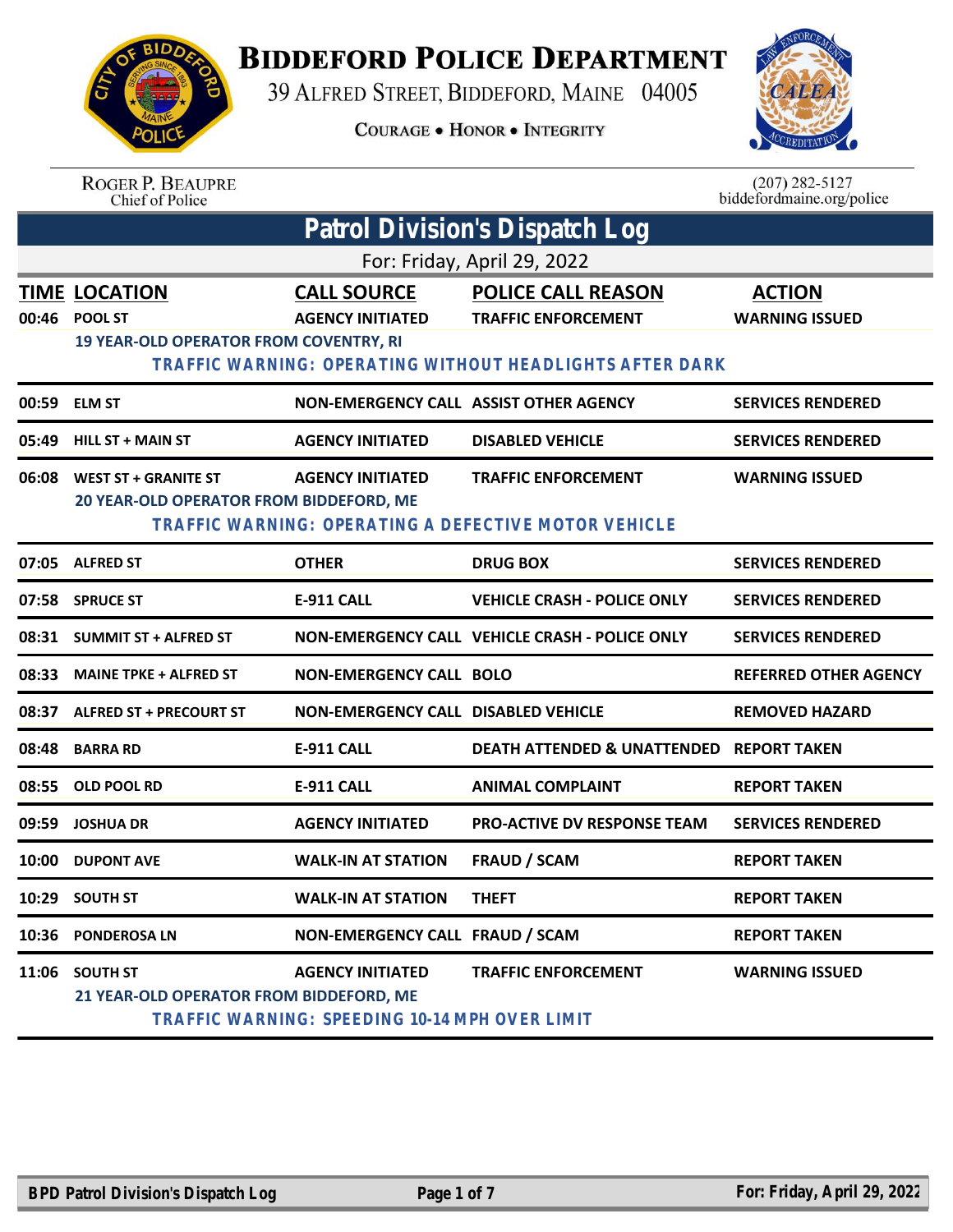# BIDDEFORD POLICE DEPARTMENT

39 ALFRED STREET, BIDDEFORD, MAINE 04005

COURAGE • HONOR • INTEGRITY

ROGER P. BEAUPRE
Chief of Police

(207) 282-5127
biddefordmaine.org/police

## Patrol Division's Dispatch Log

For: Friday, April 29, 2022

| TIME | LOCATION | CALL SOURCE | POLICE CALL REASON | ACTION |
|---|---|---|---|---|
| 00:46 | POOL ST | AGENCY INITIATED | TRAFFIC ENFORCEMENT | WARNING ISSUED |
| | 19 YEAR-OLD OPERATOR FROM COVENTRY, RI<br>TRAFFIC WARNING: OPERATING WITHOUT HEADLIGHTS AFTER DARK | | | |
| 00:59 | ELM ST | NON-EMERGENCY CALL | ASSIST OTHER AGENCY | SERVICES RENDERED |
| 05:49 | HILL ST + MAIN ST | AGENCY INITIATED | DISABLED VEHICLE | SERVICES RENDERED |
| 06:08 | WEST ST + GRANITE ST | AGENCY INITIATED | TRAFFIC ENFORCEMENT | WARNING ISSUED |
| | 20 YEAR-OLD OPERATOR FROM BIDDEFORD, ME<br>TRAFFIC WARNING: OPERATING A DEFECTIVE MOTOR VEHICLE | | | |
| 07:05 | ALFRED ST | OTHER | DRUG BOX | SERVICES RENDERED |
| 07:58 | SPRUCE ST | E-911 CALL | VEHICLE CRASH - POLICE ONLY | SERVICES RENDERED |
| 08:31 | SUMMIT ST + ALFRED ST | NON-EMERGENCY CALL | VEHICLE CRASH - POLICE ONLY | SERVICES RENDERED |
| 08:33 | MAINE TPKE + ALFRED ST | NON-EMERGENCY CALL | BOLO | REFERRED OTHER AGENCY |
| 08:37 | ALFRED ST + PRECOURT ST | NON-EMERGENCY CALL | DISABLED VEHICLE | REMOVED HAZARD |
| 08:48 | BARRA RD | E-911 CALL | DEATH ATTENDED & UNATTENDED | REPORT TAKEN |
| 08:55 | OLD POOL RD | E-911 CALL | ANIMAL COMPLAINT | REPORT TAKEN |
| 09:59 | JOSHUA DR | AGENCY INITIATED | PRO-ACTIVE DV RESPONSE TEAM | SERVICES RENDERED |
| 10:00 | DUPONT AVE | WALK-IN AT STATION | FRAUD / SCAM | REPORT TAKEN |
| 10:29 | SOUTH ST | WALK-IN AT STATION | THEFT | REPORT TAKEN |
| 10:36 | PONDEROSA LN | NON-EMERGENCY CALL | FRAUD / SCAM | REPORT TAKEN |
| 11:06 | SOUTH ST | AGENCY INITIATED | TRAFFIC ENFORCEMENT | WARNING ISSUED |
| | 21 YEAR-OLD OPERATOR FROM BIDDEFORD, ME<br>TRAFFIC WARNING: SPEEDING 10-14 MPH OVER LIMIT | | | |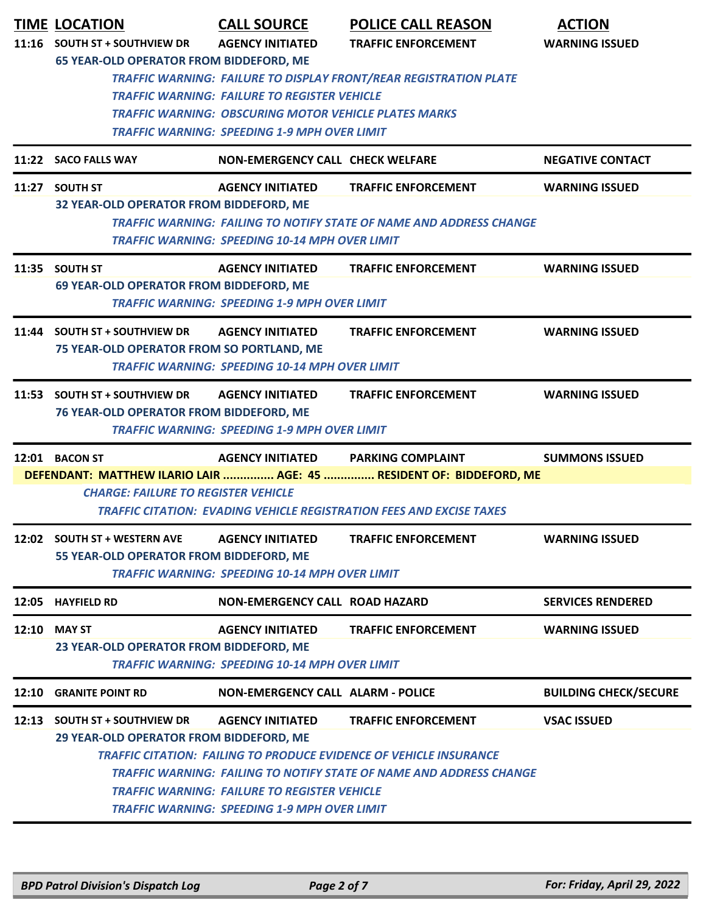| TIME | LOCATION | CALL SOURCE | POLICE CALL REASON | ACTION |
|---|---|---|---|---|
| 11:16 | SOUTH ST + SOUTHVIEW DR | AGENCY INITIATED | TRAFFIC ENFORCEMENT | WARNING ISSUED |

65 YEAR-OLD OPERATOR FROM BIDDEFORD, ME

*TRAFFIC WARNING: FAILURE TO DISPLAY FRONT/REAR REGISTRATION PLATE*
*TRAFFIC WARNING: FAILURE TO REGISTER VEHICLE*
*TRAFFIC WARNING: OBSCURING MOTOR VEHICLE PLATES MARKS*
*TRAFFIC WARNING: SPEEDING 1-9 MPH OVER LIMIT*

---

| TIME | LOCATION | CALL SOURCE | POLICE CALL REASON | ACTION |
|---|---|---|---|---|
| 11:22 | SACO FALLS WAY | NON-EMERGENCY CALL | CHECK WELFARE | NEGATIVE CONTACT |

---

| TIME | LOCATION | CALL SOURCE | POLICE CALL REASON | ACTION |
|---|---|---|---|---|
| 11:27 | SOUTH ST | AGENCY INITIATED | TRAFFIC ENFORCEMENT | WARNING ISSUED |

32 YEAR-OLD OPERATOR FROM BIDDEFORD, ME

*TRAFFIC WARNING: FAILING TO NOTIFY STATE OF NAME AND ADDRESS CHANGE*
*TRAFFIC WARNING: SPEEDING 10-14 MPH OVER LIMIT*

---

| TIME | LOCATION | CALL SOURCE | POLICE CALL REASON | ACTION |
|---|---|---|---|---|
| 11:35 | SOUTH ST | AGENCY INITIATED | TRAFFIC ENFORCEMENT | WARNING ISSUED |

69 YEAR-OLD OPERATOR FROM BIDDEFORD, ME

*TRAFFIC WARNING: SPEEDING 1-9 MPH OVER LIMIT*

---

| TIME | LOCATION | CALL SOURCE | POLICE CALL REASON | ACTION |
|---|---|---|---|---|
| 11:44 | SOUTH ST + SOUTHVIEW DR | AGENCY INITIATED | TRAFFIC ENFORCEMENT | WARNING ISSUED |

75 YEAR-OLD OPERATOR FROM SO PORTLAND, ME

*TRAFFIC WARNING: SPEEDING 10-14 MPH OVER LIMIT*

---

| TIME | LOCATION | CALL SOURCE | POLICE CALL REASON | ACTION |
|---|---|---|---|---|
| 11:53 | SOUTH ST + SOUTHVIEW DR | AGENCY INITIATED | TRAFFIC ENFORCEMENT | WARNING ISSUED |

76 YEAR-OLD OPERATOR FROM BIDDEFORD, ME

*TRAFFIC WARNING: SPEEDING 1-9 MPH OVER LIMIT*

---

| TIME | LOCATION | CALL SOURCE | POLICE CALL REASON | ACTION |
|---|---|---|---|---|
| 12:01 | BACON ST | AGENCY INITIATED | PARKING COMPLAINT | SUMMONS ISSUED |

**DEFENDANT: MATTHEW ILARIO LAIR ............... AGE: 45 ............... RESIDENT OF: BIDDEFORD, ME**

*CHARGE: FAILURE TO REGISTER VEHICLE*
*TRAFFIC CITATION: EVADING VEHICLE REGISTRATION FEES AND EXCISE TAXES*

---

| TIME | LOCATION | CALL SOURCE | POLICE CALL REASON | ACTION |
|---|---|---|---|---|
| 12:02 | SOUTH ST + WESTERN AVE | AGENCY INITIATED | TRAFFIC ENFORCEMENT | WARNING ISSUED |

55 YEAR-OLD OPERATOR FROM BIDDEFORD, ME

*TRAFFIC WARNING: SPEEDING 10-14 MPH OVER LIMIT*

---

| TIME | LOCATION | CALL SOURCE | POLICE CALL REASON | ACTION |
|---|---|---|---|---|
| 12:05 | HAYFIELD RD | NON-EMERGENCY CALL | ROAD HAZARD | SERVICES RENDERED |

---

| TIME | LOCATION | CALL SOURCE | POLICE CALL REASON | ACTION |
|---|---|---|---|---|
| 12:10 | MAY ST | AGENCY INITIATED | TRAFFIC ENFORCEMENT | WARNING ISSUED |

23 YEAR-OLD OPERATOR FROM BIDDEFORD, ME

*TRAFFIC WARNING: SPEEDING 10-14 MPH OVER LIMIT*

---

| TIME | LOCATION | CALL SOURCE | POLICE CALL REASON | ACTION |
|---|---|---|---|---|
| 12:10 | GRANITE POINT RD | NON-EMERGENCY CALL | ALARM - POLICE | BUILDING CHECK/SECURE |

---

| TIME | LOCATION | CALL SOURCE | POLICE CALL REASON | ACTION |
|---|---|---|---|---|
| 12:13 | SOUTH ST + SOUTHVIEW DR | AGENCY INITIATED | TRAFFIC ENFORCEMENT | VSAC ISSUED |

29 YEAR-OLD OPERATOR FROM BIDDEFORD, ME

*TRAFFIC CITATION: FAILING TO PRODUCE EVIDENCE OF VEHICLE INSURANCE*
*TRAFFIC WARNING: FAILING TO NOTIFY STATE OF NAME AND ADDRESS CHANGE*
*TRAFFIC WARNING: FAILURE TO REGISTER VEHICLE*
*TRAFFIC WARNING: SPEEDING 1-9 MPH OVER LIMIT*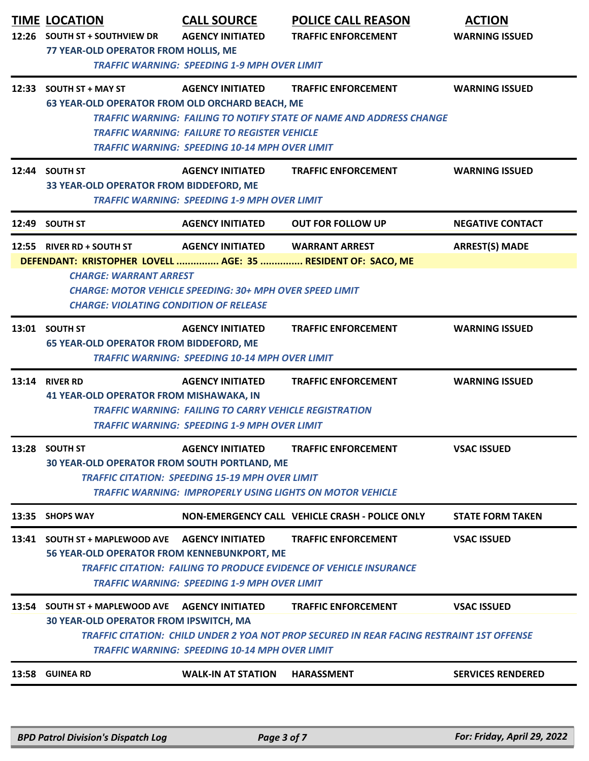| TIME | LOCATION | CALL SOURCE | POLICE CALL REASON | ACTION |
|---|---|---|---|---|
| 12:26 | SOUTH ST + SOUTHVIEW DR | AGENCY INITIATED | TRAFFIC ENFORCEMENT | WARNING ISSUED |
| | 77 YEAR-OLD OPERATOR FROM HOLLIS, ME | | | |
| | *TRAFFIC WARNING: SPEEDING 1-9 MPH OVER LIMIT* | | | |
| 12:33 | SOUTH ST + MAY ST | AGENCY INITIATED | TRAFFIC ENFORCEMENT | WARNING ISSUED |
| | 63 YEAR-OLD OPERATOR FROM OLD ORCHARD BEACH, ME | | | |
| | *TRAFFIC WARNING: FAILING TO NOTIFY STATE OF NAME AND ADDRESS CHANGE* | | | |
| | *TRAFFIC WARNING: FAILURE TO REGISTER VEHICLE* | | | |
| | *TRAFFIC WARNING: SPEEDING 10-14 MPH OVER LIMIT* | | | |
| 12:44 | SOUTH ST | AGENCY INITIATED | TRAFFIC ENFORCEMENT | WARNING ISSUED |
| | 33 YEAR-OLD OPERATOR FROM BIDDEFORD, ME | | | |
| | *TRAFFIC WARNING: SPEEDING 1-9 MPH OVER LIMIT* | | | |
| 12:49 | SOUTH ST | AGENCY INITIATED | OUT FOR FOLLOW UP | NEGATIVE CONTACT |
| 12:55 | RIVER RD + SOUTH ST | AGENCY INITIATED | WARRANT ARREST | ARREST(S) MADE |
| | DEFENDANT: KRISTOPHER LOVELL ............... AGE: 35 ............... RESIDENT OF: SACO, ME | | | |
| | *CHARGE: WARRANT ARREST* | | | |
| | *CHARGE: MOTOR VEHICLE SPEEDING: 30+ MPH OVER SPEED LIMIT* | | | |
| | *CHARGE: VIOLATING CONDITION OF RELEASE* | | | |
| 13:01 | SOUTH ST | AGENCY INITIATED | TRAFFIC ENFORCEMENT | WARNING ISSUED |
| | 65 YEAR-OLD OPERATOR FROM BIDDEFORD, ME | | | |
| | *TRAFFIC WARNING: SPEEDING 10-14 MPH OVER LIMIT* | | | |
| 13:14 | RIVER RD | AGENCY INITIATED | TRAFFIC ENFORCEMENT | WARNING ISSUED |
| | 41 YEAR-OLD OPERATOR FROM MISHAWAKA, IN | | | |
| | *TRAFFIC WARNING: FAILING TO CARRY VEHICLE REGISTRATION* | | | |
| | *TRAFFIC WARNING: SPEEDING 1-9 MPH OVER LIMIT* | | | |
| 13:28 | SOUTH ST | AGENCY INITIATED | TRAFFIC ENFORCEMENT | VSAC ISSUED |
| | 30 YEAR-OLD OPERATOR FROM SOUTH PORTLAND, ME | | | |
| | *TRAFFIC CITATION: SPEEDING 15-19 MPH OVER LIMIT* | | | |
| | *TRAFFIC WARNING: IMPROPERLY USING LIGHTS ON MOTOR VEHICLE* | | | |
| 13:35 | SHOPS WAY | NON-EMERGENCY CALL | VEHICLE CRASH - POLICE ONLY | STATE FORM TAKEN |
| 13:41 | SOUTH ST + MAPLEWOOD AVE | AGENCY INITIATED | TRAFFIC ENFORCEMENT | VSAC ISSUED |
| | 56 YEAR-OLD OPERATOR FROM KENNEBUNKPORT, ME | | | |
| | *TRAFFIC CITATION: FAILING TO PRODUCE EVIDENCE OF VEHICLE INSURANCE* | | | |
| | *TRAFFIC WARNING: SPEEDING 1-9 MPH OVER LIMIT* | | | |
| 13:54 | SOUTH ST + MAPLEWOOD AVE | AGENCY INITIATED | TRAFFIC ENFORCEMENT | VSAC ISSUED |
| | 30 YEAR-OLD OPERATOR FROM IPSWITCH, MA | | | |
| | *TRAFFIC CITATION: CHILD UNDER 2 YOA NOT PROP SECURED IN REAR FACING RESTRAINT 1ST OFFENSE* | | | |
| | *TRAFFIC WARNING: SPEEDING 10-14 MPH OVER LIMIT* | | | |
| 13:58 | GUINEA RD | WALK-IN AT STATION | HARASSMENT | SERVICES RENDERED |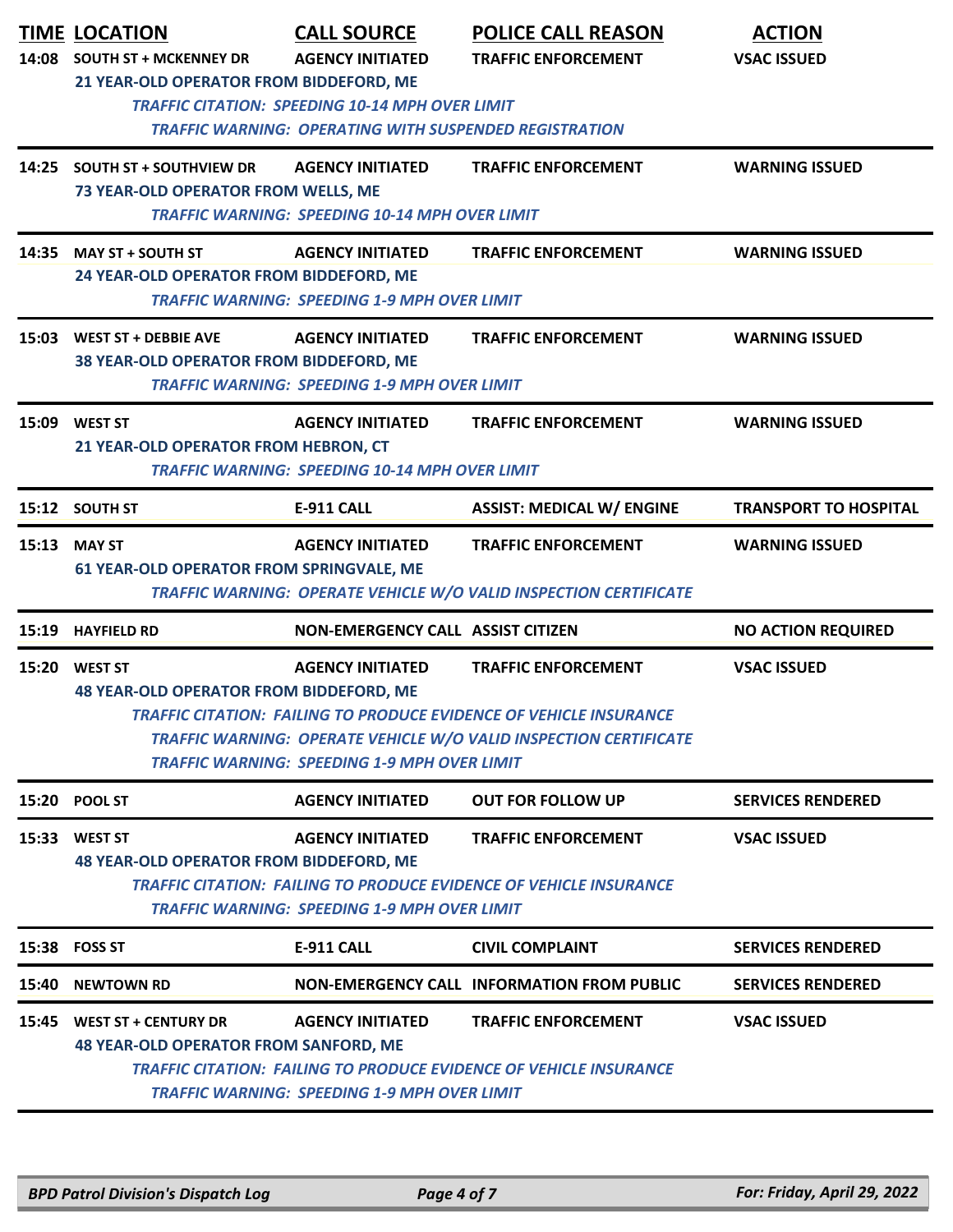| TIME | LOCATION | CALL SOURCE | POLICE CALL REASON | ACTION |
|---|---|---|---|---|
| 14:08 | SOUTH ST + MCKENNEY DR | AGENCY INITIATED | TRAFFIC ENFORCEMENT | VSAC ISSUED |
| | 21 YEAR-OLD OPERATOR FROM BIDDEFORD, ME | | | |
| | *TRAFFIC CITATION: SPEEDING 10-14 MPH OVER LIMIT* | | | |
| | *TRAFFIC WARNING: OPERATING WITH SUSPENDED REGISTRATION* | | | |
| 14:25 | SOUTH ST + SOUTHVIEW DR | AGENCY INITIATED | TRAFFIC ENFORCEMENT | WARNING ISSUED |
| | 73 YEAR-OLD OPERATOR FROM WELLS, ME | | | |
| | *TRAFFIC WARNING: SPEEDING 10-14 MPH OVER LIMIT* | | | |
| 14:35 | MAY ST + SOUTH ST | AGENCY INITIATED | TRAFFIC ENFORCEMENT | WARNING ISSUED |
| | 24 YEAR-OLD OPERATOR FROM BIDDEFORD, ME | | | |
| | *TRAFFIC WARNING: SPEEDING 1-9 MPH OVER LIMIT* | | | |
| 15:03 | WEST ST + DEBBIE AVE | AGENCY INITIATED | TRAFFIC ENFORCEMENT | WARNING ISSUED |
| | 38 YEAR-OLD OPERATOR FROM BIDDEFORD, ME | | | |
| | *TRAFFIC WARNING: SPEEDING 1-9 MPH OVER LIMIT* | | | |
| 15:09 | WEST ST | AGENCY INITIATED | TRAFFIC ENFORCEMENT | WARNING ISSUED |
| | 21 YEAR-OLD OPERATOR FROM HEBRON, CT | | | |
| | *TRAFFIC WARNING: SPEEDING 10-14 MPH OVER LIMIT* | | | |
| 15:12 | SOUTH ST | E-911 CALL | ASSIST: MEDICAL W/ ENGINE | TRANSPORT TO HOSPITAL |
| 15:13 | MAY ST | AGENCY INITIATED | TRAFFIC ENFORCEMENT | WARNING ISSUED |
| | 61 YEAR-OLD OPERATOR FROM SPRINGVALE, ME | | | |
| | *TRAFFIC WARNING: OPERATE VEHICLE W/O VALID INSPECTION CERTIFICATE* | | | |
| 15:19 | HAYFIELD RD | NON-EMERGENCY CALL | ASSIST CITIZEN | NO ACTION REQUIRED |
| 15:20 | WEST ST | AGENCY INITIATED | TRAFFIC ENFORCEMENT | VSAC ISSUED |
| | 48 YEAR-OLD OPERATOR FROM BIDDEFORD, ME | | | |
| | *TRAFFIC CITATION: FAILING TO PRODUCE EVIDENCE OF VEHICLE INSURANCE* | | | |
| | *TRAFFIC WARNING: OPERATE VEHICLE W/O VALID INSPECTION CERTIFICATE* | | | |
| | *TRAFFIC WARNING: SPEEDING 1-9 MPH OVER LIMIT* | | | |
| 15:20 | POOL ST | AGENCY INITIATED | OUT FOR FOLLOW UP | SERVICES RENDERED |
| 15:33 | WEST ST | AGENCY INITIATED | TRAFFIC ENFORCEMENT | VSAC ISSUED |
| | 48 YEAR-OLD OPERATOR FROM BIDDEFORD, ME | | | |
| | *TRAFFIC CITATION: FAILING TO PRODUCE EVIDENCE OF VEHICLE INSURANCE* | | | |
| | *TRAFFIC WARNING: SPEEDING 1-9 MPH OVER LIMIT* | | | |
| 15:38 | FOSS ST | E-911 CALL | CIVIL COMPLAINT | SERVICES RENDERED |
| 15:40 | NEWTOWN RD | NON-EMERGENCY CALL | INFORMATION FROM PUBLIC | SERVICES RENDERED |
| 15:45 | WEST ST + CENTURY DR | AGENCY INITIATED | TRAFFIC ENFORCEMENT | VSAC ISSUED |
| | 48 YEAR-OLD OPERATOR FROM SANFORD, ME | | | |
| | *TRAFFIC CITATION: FAILING TO PRODUCE EVIDENCE OF VEHICLE INSURANCE* | | | |
| | *TRAFFIC WARNING: SPEEDING 1-9 MPH OVER LIMIT* | | | |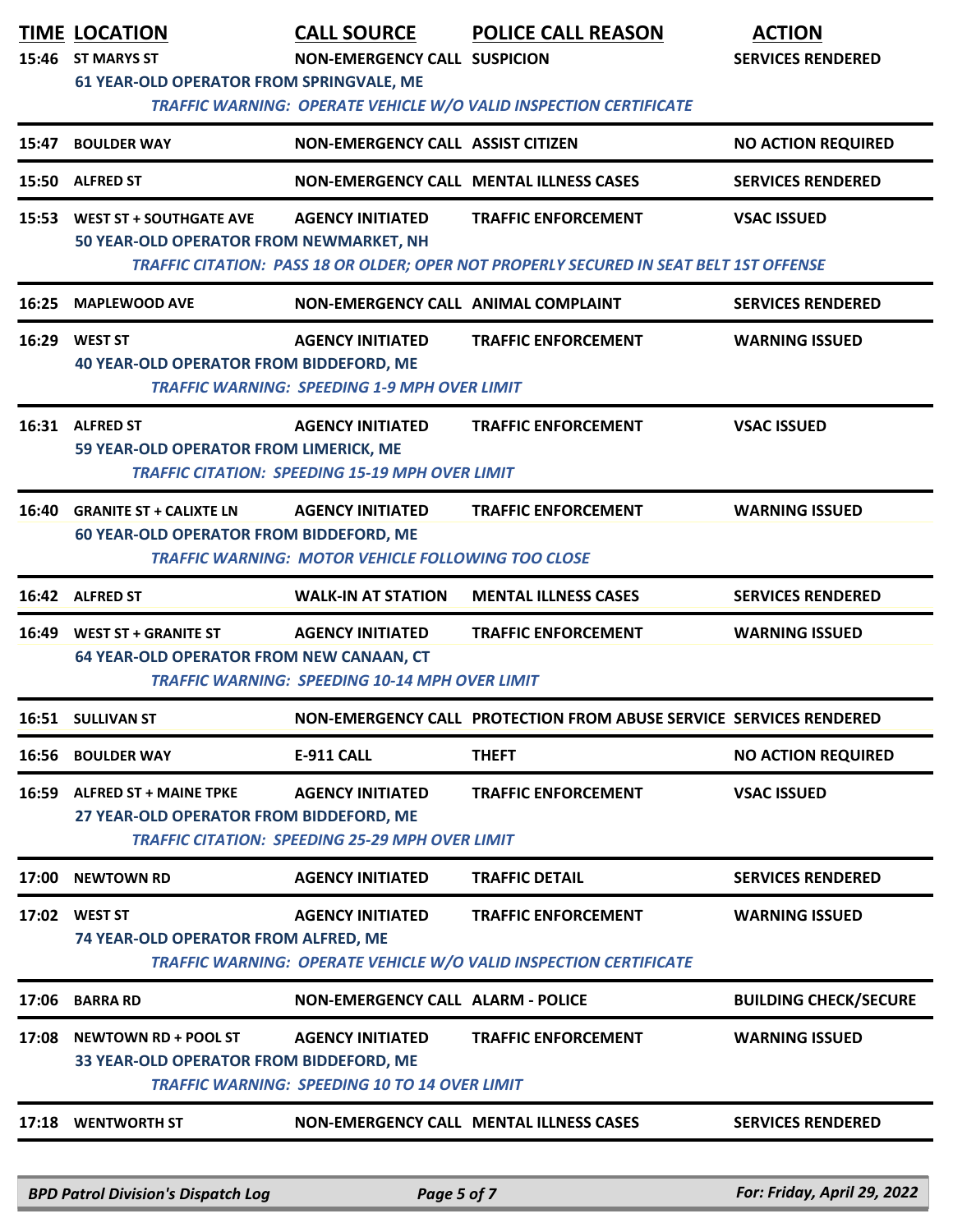| TIME | LOCATION | CALL SOURCE | POLICE CALL REASON | ACTION |
|---|---|---|---|---|
| 15:46 | ST MARYS ST<br>61 YEAR-OLD OPERATOR FROM SPRINGVALE, ME<br>*TRAFFIC WARNING: OPERATE VEHICLE W/O VALID INSPECTION CERTIFICATE* | NON-EMERGENCY CALL | SUSPICION | SERVICES RENDERED |
| 15:47 | BOULDER WAY | NON-EMERGENCY CALL | ASSIST CITIZEN | NO ACTION REQUIRED |
| 15:50 | ALFRED ST | NON-EMERGENCY CALL | MENTAL ILLNESS CASES | SERVICES RENDERED |
| 15:53 | WEST ST + SOUTHGATE AVE<br>50 YEAR-OLD OPERATOR FROM NEWMARKET, NH<br>*TRAFFIC CITATION: PASS 18 OR OLDER; OPER NOT PROPERLY SECURED IN SEAT BELT 1ST OFFENSE* | AGENCY INITIATED | TRAFFIC ENFORCEMENT | VSAC ISSUED |
| 16:25 | MAPLEWOOD AVE | NON-EMERGENCY CALL | ANIMAL COMPLAINT | SERVICES RENDERED |
| 16:29 | WEST ST<br>40 YEAR-OLD OPERATOR FROM BIDDEFORD, ME<br>*TRAFFIC WARNING: SPEEDING 1-9 MPH OVER LIMIT* | AGENCY INITIATED | TRAFFIC ENFORCEMENT | WARNING ISSUED |
| 16:31 | ALFRED ST<br>59 YEAR-OLD OPERATOR FROM LIMERICK, ME<br>*TRAFFIC CITATION: SPEEDING 15-19 MPH OVER LIMIT* | AGENCY INITIATED | TRAFFIC ENFORCEMENT | VSAC ISSUED |
| 16:40 | GRANITE ST + CALIXTE LN<br>60 YEAR-OLD OPERATOR FROM BIDDEFORD, ME<br>*TRAFFIC WARNING: MOTOR VEHICLE FOLLOWING TOO CLOSE* | AGENCY INITIATED | TRAFFIC ENFORCEMENT | WARNING ISSUED |
| 16:42 | ALFRED ST | WALK-IN AT STATION | MENTAL ILLNESS CASES | SERVICES RENDERED |
| 16:49 | WEST ST + GRANITE ST<br>64 YEAR-OLD OPERATOR FROM NEW CANAAN, CT<br>*TRAFFIC WARNING: SPEEDING 10-14 MPH OVER LIMIT* | AGENCY INITIATED | TRAFFIC ENFORCEMENT | WARNING ISSUED |
| 16:51 | SULLIVAN ST | NON-EMERGENCY CALL | PROTECTION FROM ABUSE SERVICE | SERVICES RENDERED |
| 16:56 | BOULDER WAY | E-911 CALL | THEFT | NO ACTION REQUIRED |
| 16:59 | ALFRED ST + MAINE TPKE<br>27 YEAR-OLD OPERATOR FROM BIDDEFORD, ME<br>*TRAFFIC CITATION: SPEEDING 25-29 MPH OVER LIMIT* | AGENCY INITIATED | TRAFFIC ENFORCEMENT | VSAC ISSUED |
| 17:00 | NEWTOWN RD | AGENCY INITIATED | TRAFFIC DETAIL | SERVICES RENDERED |
| 17:02 | WEST ST<br>74 YEAR-OLD OPERATOR FROM ALFRED, ME<br>*TRAFFIC WARNING: OPERATE VEHICLE W/O VALID INSPECTION CERTIFICATE* | AGENCY INITIATED | TRAFFIC ENFORCEMENT | WARNING ISSUED |
| 17:06 | BARRA RD | NON-EMERGENCY CALL | ALARM - POLICE | BUILDING CHECK/SECURE |
| 17:08 | NEWTOWN RD + POOL ST<br>33 YEAR-OLD OPERATOR FROM BIDDEFORD, ME<br>*TRAFFIC WARNING: SPEEDING 10 TO 14 OVER LIMIT* | AGENCY INITIATED | TRAFFIC ENFORCEMENT | WARNING ISSUED |
| 17:18 | WENTWORTH ST | NON-EMERGENCY CALL | MENTAL ILLNESS CASES | SERVICES RENDERED |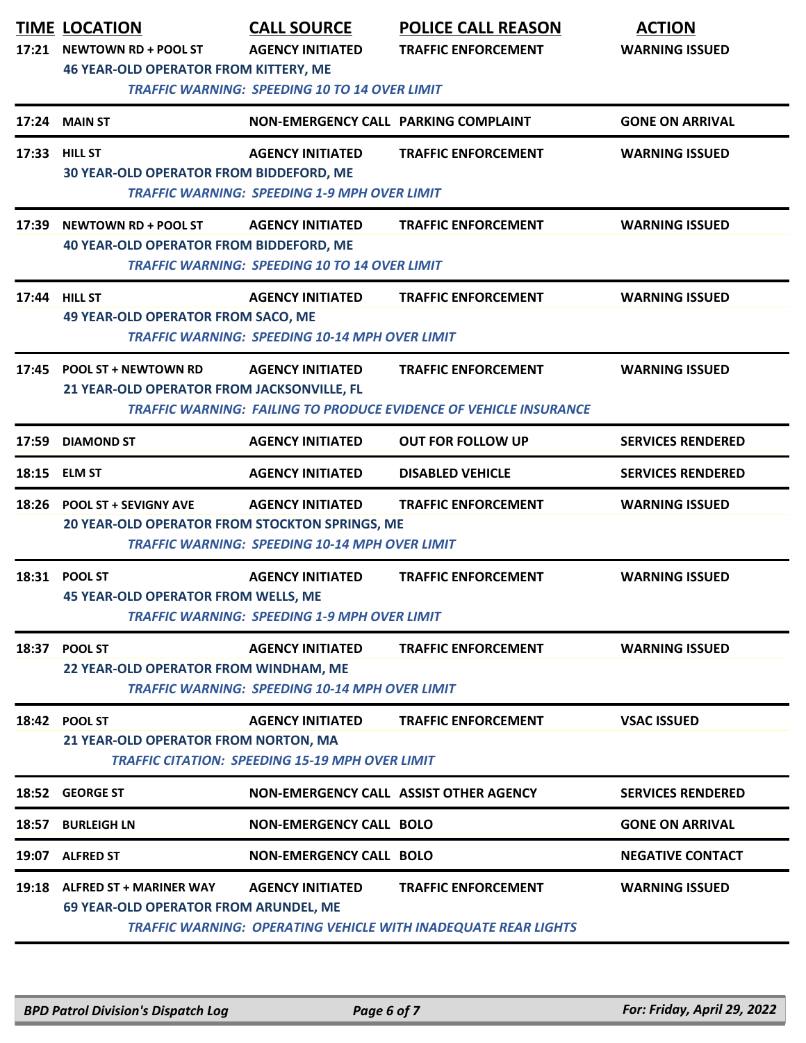| TIME | LOCATION | CALL SOURCE | POLICE CALL REASON | ACTION |
|---|---|---|---|---|
| 17:21 | NEWTOWN RD + POOL ST | AGENCY INITIATED | TRAFFIC ENFORCEMENT | WARNING ISSUED |
| | 46 YEAR-OLD OPERATOR FROM KITTERY, ME | | | |
| | *TRAFFIC WARNING: SPEEDING 10 TO 14 OVER LIMIT* | | | |
| 17:24 | MAIN ST | NON-EMERGENCY CALL | PARKING COMPLAINT | GONE ON ARRIVAL |
| 17:33 | HILL ST | AGENCY INITIATED | TRAFFIC ENFORCEMENT | WARNING ISSUED |
| | 30 YEAR-OLD OPERATOR FROM BIDDEFORD, ME | | | |
| | *TRAFFIC WARNING: SPEEDING 1-9 MPH OVER LIMIT* | | | |
| 17:39 | NEWTOWN RD + POOL ST | AGENCY INITIATED | TRAFFIC ENFORCEMENT | WARNING ISSUED |
| | 40 YEAR-OLD OPERATOR FROM BIDDEFORD, ME | | | |
| | *TRAFFIC WARNING: SPEEDING 10 TO 14 OVER LIMIT* | | | |
| 17:44 | HILL ST | AGENCY INITIATED | TRAFFIC ENFORCEMENT | WARNING ISSUED |
| | 49 YEAR-OLD OPERATOR FROM SACO, ME | | | |
| | *TRAFFIC WARNING: SPEEDING 10-14 MPH OVER LIMIT* | | | |
| 17:45 | POOL ST + NEWTOWN RD | AGENCY INITIATED | TRAFFIC ENFORCEMENT | WARNING ISSUED |
| | 21 YEAR-OLD OPERATOR FROM JACKSONVILLE, FL | | | |
| | *TRAFFIC WARNING: FAILING TO PRODUCE EVIDENCE OF VEHICLE INSURANCE* | | | |
| 17:59 | DIAMOND ST | AGENCY INITIATED | OUT FOR FOLLOW UP | SERVICES RENDERED |
| 18:15 | ELM ST | AGENCY INITIATED | DISABLED VEHICLE | SERVICES RENDERED |
| 18:26 | POOL ST + SEVIGNY AVE | AGENCY INITIATED | TRAFFIC ENFORCEMENT | WARNING ISSUED |
| | 20 YEAR-OLD OPERATOR FROM STOCKTON SPRINGS, ME | | | |
| | *TRAFFIC WARNING: SPEEDING 10-14 MPH OVER LIMIT* | | | |
| 18:31 | POOL ST | AGENCY INITIATED | TRAFFIC ENFORCEMENT | WARNING ISSUED |
| | 45 YEAR-OLD OPERATOR FROM WELLS, ME | | | |
| | *TRAFFIC WARNING: SPEEDING 1-9 MPH OVER LIMIT* | | | |
| 18:37 | POOL ST | AGENCY INITIATED | TRAFFIC ENFORCEMENT | WARNING ISSUED |
| | 22 YEAR-OLD OPERATOR FROM WINDHAM, ME | | | |
| | *TRAFFIC WARNING: SPEEDING 10-14 MPH OVER LIMIT* | | | |
| 18:42 | POOL ST | AGENCY INITIATED | TRAFFIC ENFORCEMENT | VSAC ISSUED |
| | 21 YEAR-OLD OPERATOR FROM NORTON, MA | | | |
| | *TRAFFIC CITATION: SPEEDING 15-19 MPH OVER LIMIT* | | | |
| 18:52 | GEORGE ST | NON-EMERGENCY CALL | ASSIST OTHER AGENCY | SERVICES RENDERED |
| 18:57 | BURLEIGH LN | NON-EMERGENCY CALL | BOLO | GONE ON ARRIVAL |
| 19:07 | ALFRED ST | NON-EMERGENCY CALL | BOLO | NEGATIVE CONTACT |
| 19:18 | ALFRED ST + MARINER WAY | AGENCY INITIATED | TRAFFIC ENFORCEMENT | WARNING ISSUED |
| | 69 YEAR-OLD OPERATOR FROM ARUNDEL, ME | | | |
| | *TRAFFIC WARNING: OPERATING VEHICLE WITH INADEQUATE REAR LIGHTS* | | | |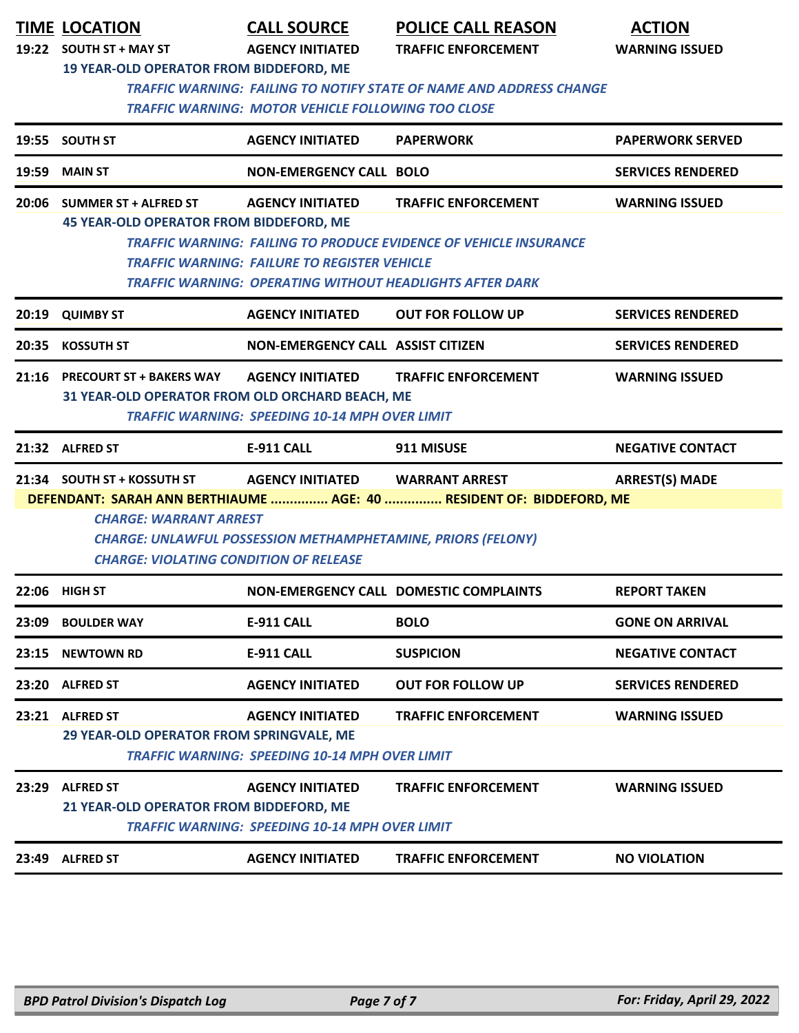| TIME | LOCATION | CALL SOURCE | POLICE CALL REASON | ACTION |
|---|---|---|---|---|
| 19:22 | SOUTH ST + MAY ST | AGENCY INITIATED | TRAFFIC ENFORCEMENT | WARNING ISSUED |
| | 19 YEAR-OLD OPERATOR FROM BIDDEFORD, ME | | | |
| | | *TRAFFIC WARNING: FAILING TO NOTIFY STATE OF NAME AND ADDRESS CHANGE* | | |
| | | *TRAFFIC WARNING: MOTOR VEHICLE FOLLOWING TOO CLOSE* | | |
| 19:55 | SOUTH ST | AGENCY INITIATED | PAPERWORK | PAPERWORK SERVED |
| 19:59 | MAIN ST | NON-EMERGENCY CALL | BOLO | SERVICES RENDERED |
| 20:06 | SUMMER ST + ALFRED ST | AGENCY INITIATED | TRAFFIC ENFORCEMENT | WARNING ISSUED |
| | 45 YEAR-OLD OPERATOR FROM BIDDEFORD, ME | | | |
| | | *TRAFFIC WARNING: FAILING TO PRODUCE EVIDENCE OF VEHICLE INSURANCE* | | |
| | | *TRAFFIC WARNING: FAILURE TO REGISTER VEHICLE* | | |
| | | *TRAFFIC WARNING: OPERATING WITHOUT HEADLIGHTS AFTER DARK* | | |
| 20:19 | QUIMBY ST | AGENCY INITIATED | OUT FOR FOLLOW UP | SERVICES RENDERED |
| 20:35 | KOSSUTH ST | NON-EMERGENCY CALL | ASSIST CITIZEN | SERVICES RENDERED |
| 21:16 | PRECOURT ST + BAKERS WAY | AGENCY INITIATED | TRAFFIC ENFORCEMENT | WARNING ISSUED |
| | 31 YEAR-OLD OPERATOR FROM OLD ORCHARD BEACH, ME | | | |
| | | *TRAFFIC WARNING: SPEEDING 10-14 MPH OVER LIMIT* | | |
| 21:32 | ALFRED ST | E-911 CALL | 911 MISUSE | NEGATIVE CONTACT |
| 21:34 | SOUTH ST + KOSSUTH ST | AGENCY INITIATED | WARRANT ARREST | ARREST(S) MADE |
| | DEFENDANT: SARAH ANN BERTHIAUME ............... AGE: 40 ............... RESIDENT OF: BIDDEFORD, ME | | | |
| | *CHARGE: WARRANT ARREST* | | | |
| | *CHARGE: UNLAWFUL POSSESSION METHAMPHETAMINE, PRIORS (FELONY)* | | | |
| | *CHARGE: VIOLATING CONDITION OF RELEASE* | | | |
| 22:06 | HIGH ST | NON-EMERGENCY CALL | DOMESTIC COMPLAINTS | REPORT TAKEN |
| 23:09 | BOULDER WAY | E-911 CALL | BOLO | GONE ON ARRIVAL |
| 23:15 | NEWTOWN RD | E-911 CALL | SUSPICION | NEGATIVE CONTACT |
| 23:20 | ALFRED ST | AGENCY INITIATED | OUT FOR FOLLOW UP | SERVICES RENDERED |
| 23:21 | ALFRED ST | AGENCY INITIATED | TRAFFIC ENFORCEMENT | WARNING ISSUED |
| | 29 YEAR-OLD OPERATOR FROM SPRINGVALE, ME | | | |
| | | *TRAFFIC WARNING: SPEEDING 10-14 MPH OVER LIMIT* | | |
| 23:29 | ALFRED ST | AGENCY INITIATED | TRAFFIC ENFORCEMENT | WARNING ISSUED |
| | 21 YEAR-OLD OPERATOR FROM BIDDEFORD, ME | | | |
| | | *TRAFFIC WARNING: SPEEDING 10-14 MPH OVER LIMIT* | | |
| 23:49 | ALFRED ST | AGENCY INITIATED | TRAFFIC ENFORCEMENT | NO VIOLATION |